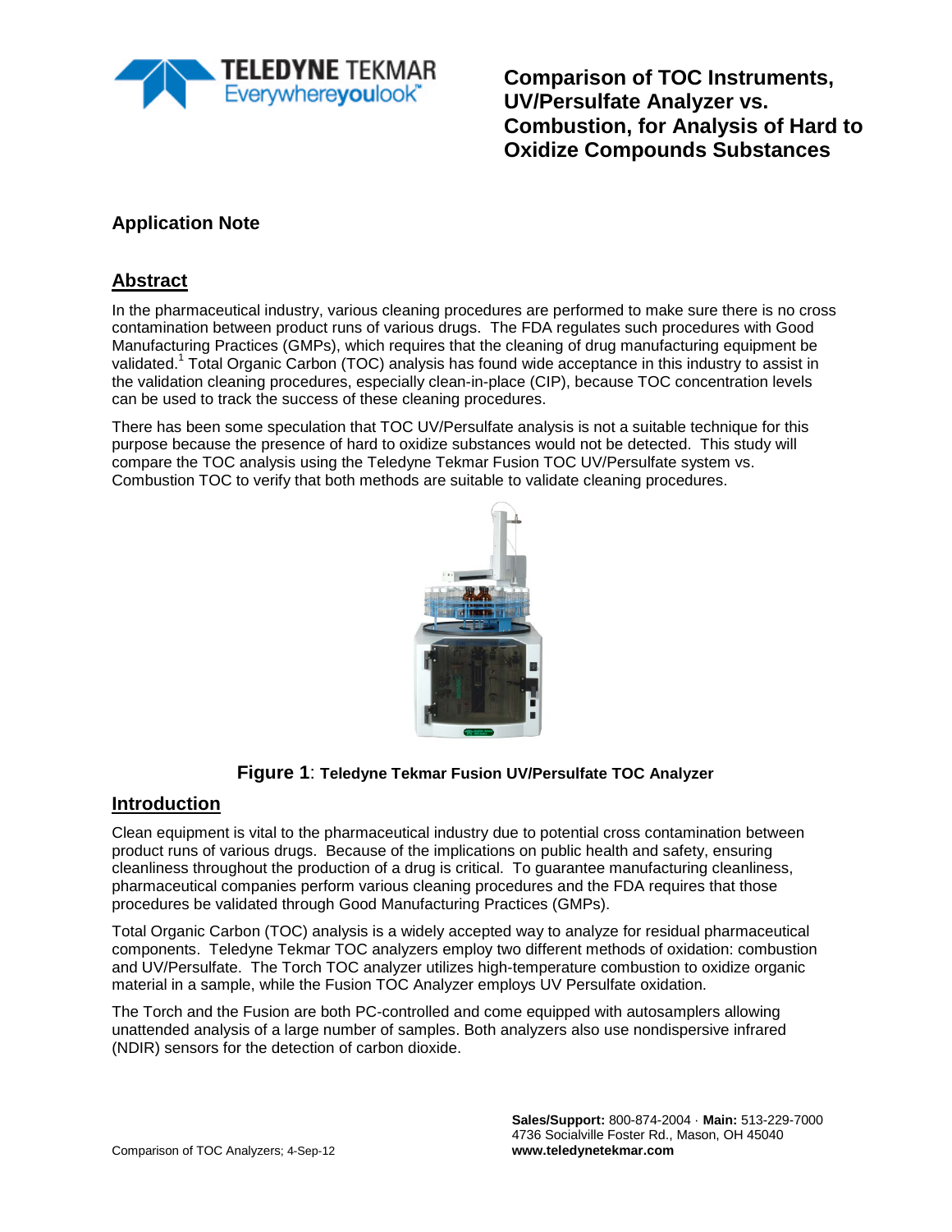# Comparison of TOC Instruments, UV/Persulfate Analyzer vs. Combustion, for Analysis of Hard to Oxidize Compounds Substances

## Application Note

## Abstract

In the pharmaceutical industry, various cleaning procedures are performed to make sure there is no cross contamination between product runs of various drugs. The FDA regulates such procedures with Good Manufacturing Practices (GMPs), which requires that the cleaning of drug manufacturing equipment be validated.[1] Total Organic Carbon (TOC) analysis has found wide acceptance in this industry to assist in the validation cleaning procedures, especially clean-in-place (CIP), because TOC concentration levels can be used to track the success of these cleaning procedures.

There has been some speculation that TOC UV/Persulfate analysis is not a suitable technique for this purpose because the presence of hard to oxidize substances would not be detected. This study will compare the TOC analysis using the Teledyne Tekmar Fusion TOC UV/Persulfate system vs. Combustion TOC to verify that both methods are suitable to validate cleaning procedures.

**Figure 1**: **Teledyne Tekmar Fusion UV/Persulfate TOC Analyzer**

## Introduction

Clean equipment is vital to the pharmaceutical industry due to potential cross contamination between product runs of various drugs. Because of the implications on public health and safety, ensuring cleanliness throughout the production of a drug is critical. To guarantee manufacturing cleanliness, pharmaceutical companies perform various cleaning procedures and the FDA requires that those procedures be validated through Good Manufacturing Practices (GMPs).

Total Organic Carbon (TOC) analysis is a widely accepted way to analyze for residual pharmaceutical components. Teledyne Tekmar TOC analyzers employ two different methods of oxidation: combustion and UV/Persulfate. The Torch TOC analyzer utilizes high-temperature combustion to oxidize organic material in a sample, while the Fusion TOC Analyzer employs UV Persulfate oxidation.

The Torch and the Fusion are both PC-controlled and come equipped with autosamplers allowing unattended analysis of a large number of samples. Both analyzers also use nondispersive infrared (NDIR) sensors for the detection of carbon dioxide.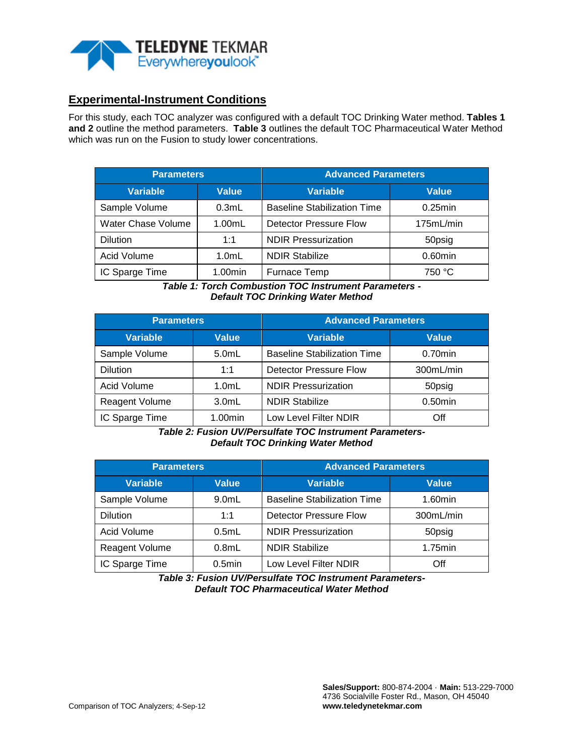## Experimental-Instrument Conditions

For this study, each TOC analyzer was configured with a default TOC Drinking Water method. **Tables 1 and 2** outline the method parameters. **Table 3** outlines the default TOC Pharmaceutical Water Method which was run on the Fusion to study lower concentrations.

| Parameters | | Advanced Parameters | |
|---|---|---|---|
| **Variable** | **Value** | **Variable** | **Value** |
| Sample Volume | 0.3mL | Baseline Stabilization Time | 0.25min |
| Water Chase Volume | 1.00mL | Detector Pressure Flow | 175mL/min |
| Dilution | 1:1 | NDIR Pressurization | 50psig |
| Acid Volume | 1.0mL | NDIR Stabilize | 0.60min |
| IC Sparge Time | 1.00min | Furnace Temp | 750 °C |

***Table 1: Torch Combustion TOC Instrument Parameters - Default TOC Drinking Water Method***

| Parameters | | Advanced Parameters | |
|---|---|---|---|
| **Variable** | **Value** | **Variable** | **Value** |
| Sample Volume | 5.0mL | Baseline Stabilization Time | 0.70min |
| Dilution | 1:1 | Detector Pressure Flow | 300mL/min |
| Acid Volume | 1.0mL | NDIR Pressurization | 50psig |
| Reagent Volume | 3.0mL | NDIR Stabilize | 0.50min |
| IC Sparge Time | 1.00min | Low Level Filter NDIR | Off |

***Table 2: Fusion UV/Persulfate TOC Instrument Parameters- Default TOC Drinking Water Method***

| Parameters | | Advanced Parameters | |
|---|---|---|---|
| **Variable** | **Value** | **Variable** | **Value** |
| Sample Volume | 9.0mL | Baseline Stabilization Time | 1.60min |
| Dilution | 1:1 | Detector Pressure Flow | 300mL/min |
| Acid Volume | 0.5mL | NDIR Pressurization | 50psig |
| Reagent Volume | 0.8mL | NDIR Stabilize | 1.75min |
| IC Sparge Time | 0.5min | Low Level Filter NDIR | Off |

***Table 3: Fusion UV/Persulfate TOC Instrument Parameters- Default TOC Pharmaceutical Water Method***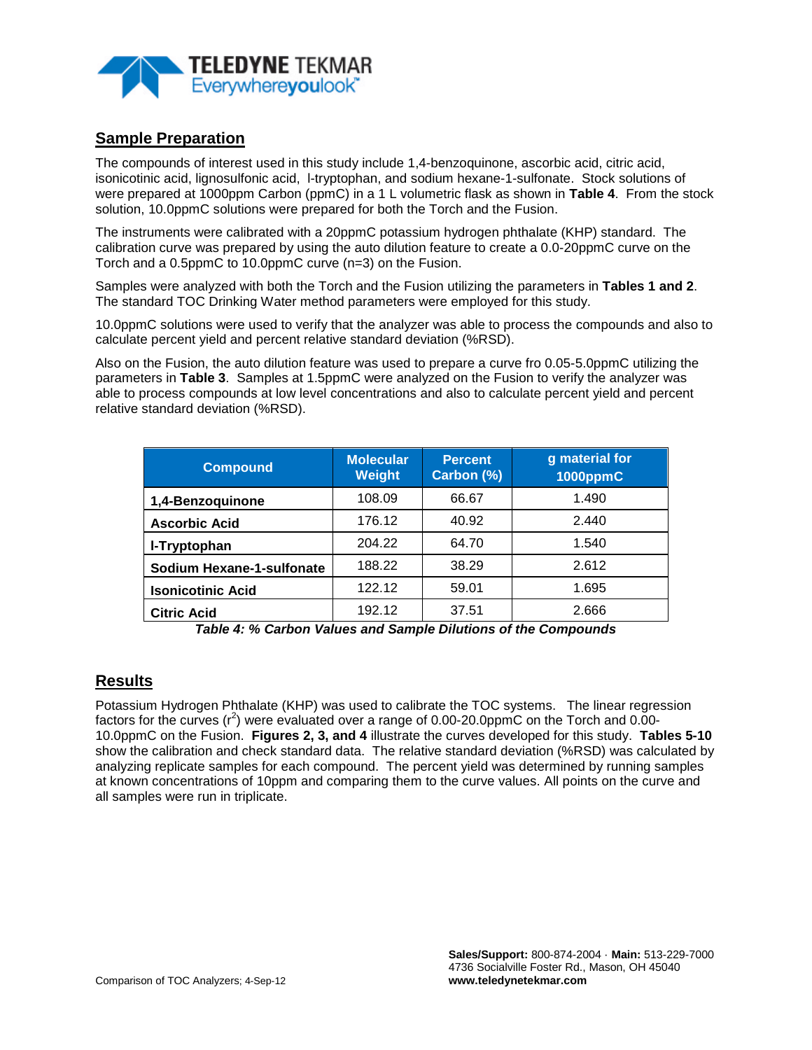## Sample Preparation

The compounds of interest used in this study include 1,4-benzoquinone, ascorbic acid, citric acid, isonicotinic acid, lignosulfonic acid, l-tryptophan, and sodium hexane-1-sulfonate. Stock solutions of were prepared at 1000ppm Carbon (ppmC) in a 1 L volumetric flask as shown in **Table 4**. From the stock solution, 10.0ppmC solutions were prepared for both the Torch and the Fusion.

The instruments were calibrated with a 20ppmC potassium hydrogen phthalate (KHP) standard. The calibration curve was prepared by using the auto dilution feature to create a 0.0-20ppmC curve on the Torch and a 0.5ppmC to 10.0ppmC curve (n=3) on the Fusion.

Samples were analyzed with both the Torch and the Fusion utilizing the parameters in **Tables 1 and 2**. The standard TOC Drinking Water method parameters were employed for this study.

10.0ppmC solutions were used to verify that the analyzer was able to process the compounds and also to calculate percent yield and percent relative standard deviation (%RSD).

Also on the Fusion, the auto dilution feature was used to prepare a curve fro 0.05-5.0ppmC utilizing the parameters in **Table 3**. Samples at 1.5ppmC were analyzed on the Fusion to verify the analyzer was able to process compounds at low level concentrations and also to calculate percent yield and percent relative standard deviation (%RSD).

| Compound | Molecular Weight | Percent Carbon (%) | g material for 1000ppmC |
|---|---|---|---|
| **1,4-Benzoquinone** | 108.09 | 66.67 | 1.490 |
| **Ascorbic Acid** | 176.12 | 40.92 | 2.440 |
| **l-Tryptophan** | 204.22 | 64.70 | 1.540 |
| **Sodium Hexane-1-sulfonate** | 188.22 | 38.29 | 2.612 |
| **Isonicotinic Acid** | 122.12 | 59.01 | 1.695 |
| **Citric Acid** | 192.12 | 37.51 | 2.666 |

***Table 4: % Carbon Values and Sample Dilutions of the Compounds***

## Results

Potassium Hydrogen Phthalate (KHP) was used to calibrate the TOC systems. The linear regression factors for the curves ($r^2$) were evaluated over a range of 0.00-20.0ppmC on the Torch and 0.00-10.0ppmC on the Fusion. **Figures 2, 3, and 4** illustrate the curves developed for this study. **Tables 5-10** show the calibration and check standard data. The relative standard deviation (%RSD) was calculated by analyzing replicate samples for each compound. The percent yield was determined by running samples at known concentrations of 10ppm and comparing them to the curve values. All points on the curve and all samples were run in triplicate.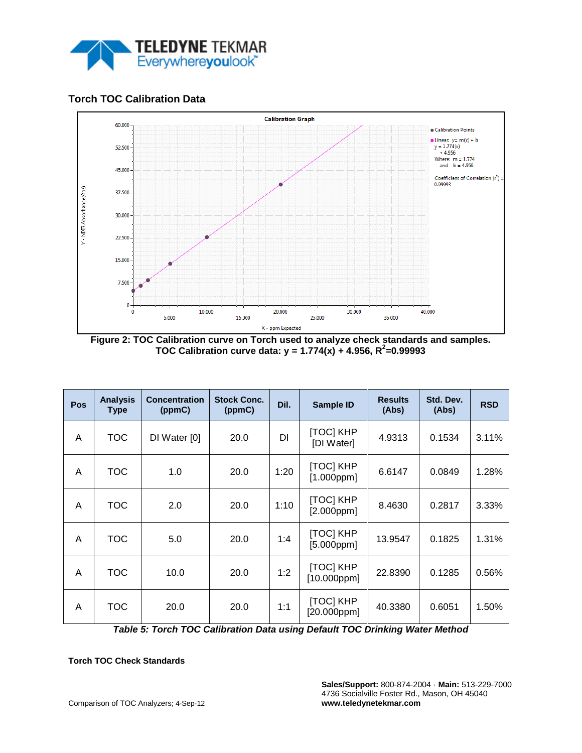## Torch TOC Calibration Data

**Figure 2: TOC Calibration curve on Torch used to analyze check standards and samples. TOC Calibration curve data: y = 1.774(x) + 4.956, $R^2$=0.99993**

| Pos | Analysis Type | Concentration (ppmC) | Stock Conc. (ppmC) | Dil. | Sample ID | Results (Abs) | Std. Dev. (Abs) | RSD |
|---|---|---|---|---|---|---|---|---|
| A | TOC | DI Water [0] | 20.0 | DI | [TOC] KHP [DI Water] | 4.9313 | 0.1534 | 3.11% |
| A | TOC | 1.0 | 20.0 | 1:20 | [TOC] KHP [1.000ppm] | 6.6147 | 0.0849 | 1.28% |
| A | TOC | 2.0 | 20.0 | 1:10 | [TOC] KHP [2.000ppm] | 8.4630 | 0.2817 | 3.33% |
| A | TOC | 5.0 | 20.0 | 1:4 | [TOC] KHP [5.000ppm] | 13.9547 | 0.1825 | 1.31% |
| A | TOC | 10.0 | 20.0 | 1:2 | [TOC] KHP [10.000ppm] | 22.8390 | 0.1285 | 0.56% |
| A | TOC | 20.0 | 20.0 | 1:1 | [TOC] KHP [20.000ppm] | 40.3380 | 0.6051 | 1.50% |

***Table 5: Torch TOC Calibration Data using Default TOC Drinking Water Method***

**Torch TOC Check Standards**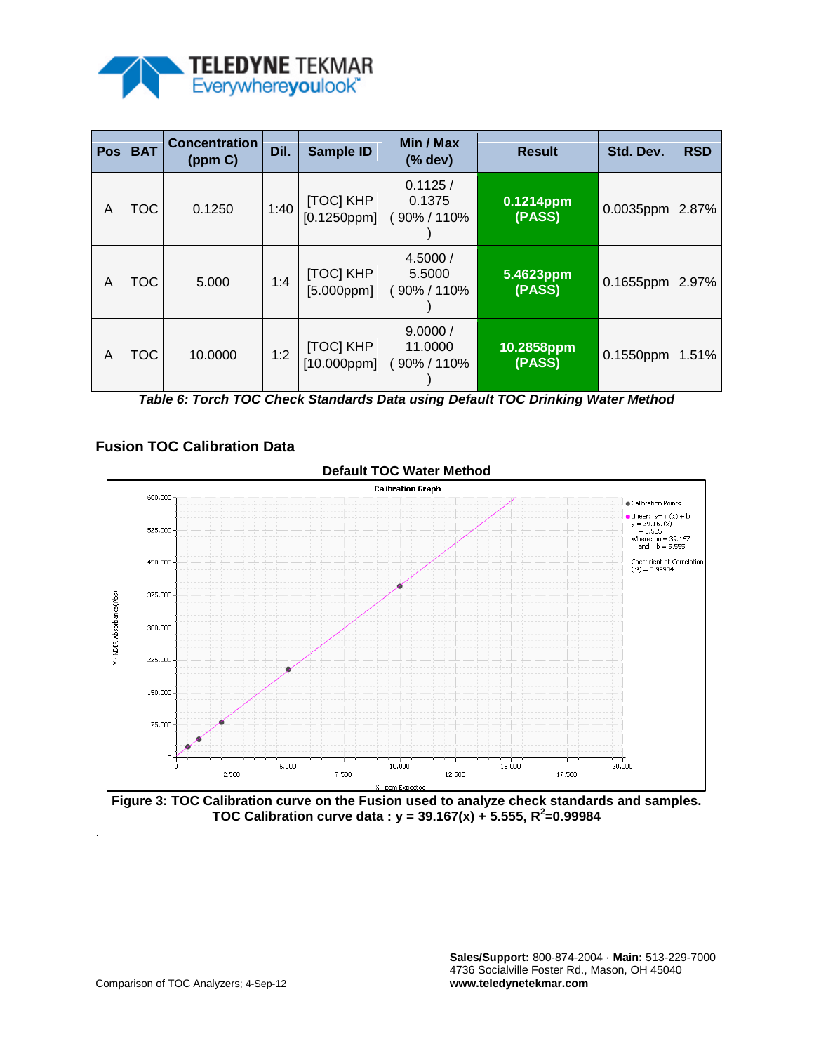| Pos | BAT | Concentration (ppm C) | Dil. | Sample ID | Min / Max (% dev) | Result | Std. Dev. | RSD |
|---|---|---|---|---|---|---|---|---|
| A | TOC | 0.1250 | 1:40 | [TOC] KHP [0.1250ppm] | 0.1125 / 0.1375 ( 90% / 110% ) | **0.1214ppm (PASS)** | 0.0035ppm | 2.87% |
| A | TOC | 5.000 | 1:4 | [TOC] KHP [5.000ppm] | 4.5000 / 5.5000 ( 90% / 110% ) | **5.4623ppm (PASS)** | 0.1655ppm | 2.97% |
| A | TOC | 10.0000 | 1:2 | [TOC] KHP [10.000ppm] | 9.0000 / 11.0000 ( 90% / 110% ) | **10.2858ppm (PASS)** | 0.1550ppm | 1.51% |

***Table 6: Torch TOC Check Standards Data using Default TOC Drinking Water Method***

### Fusion TOC Calibration Data

**Default TOC Water Method**

**Figure 3: TOC Calibration curve on the Fusion used to analyze check standards and samples. TOC Calibration curve data : $y = 39.167(x) + 5.555$, $R^2$=0.99984**

.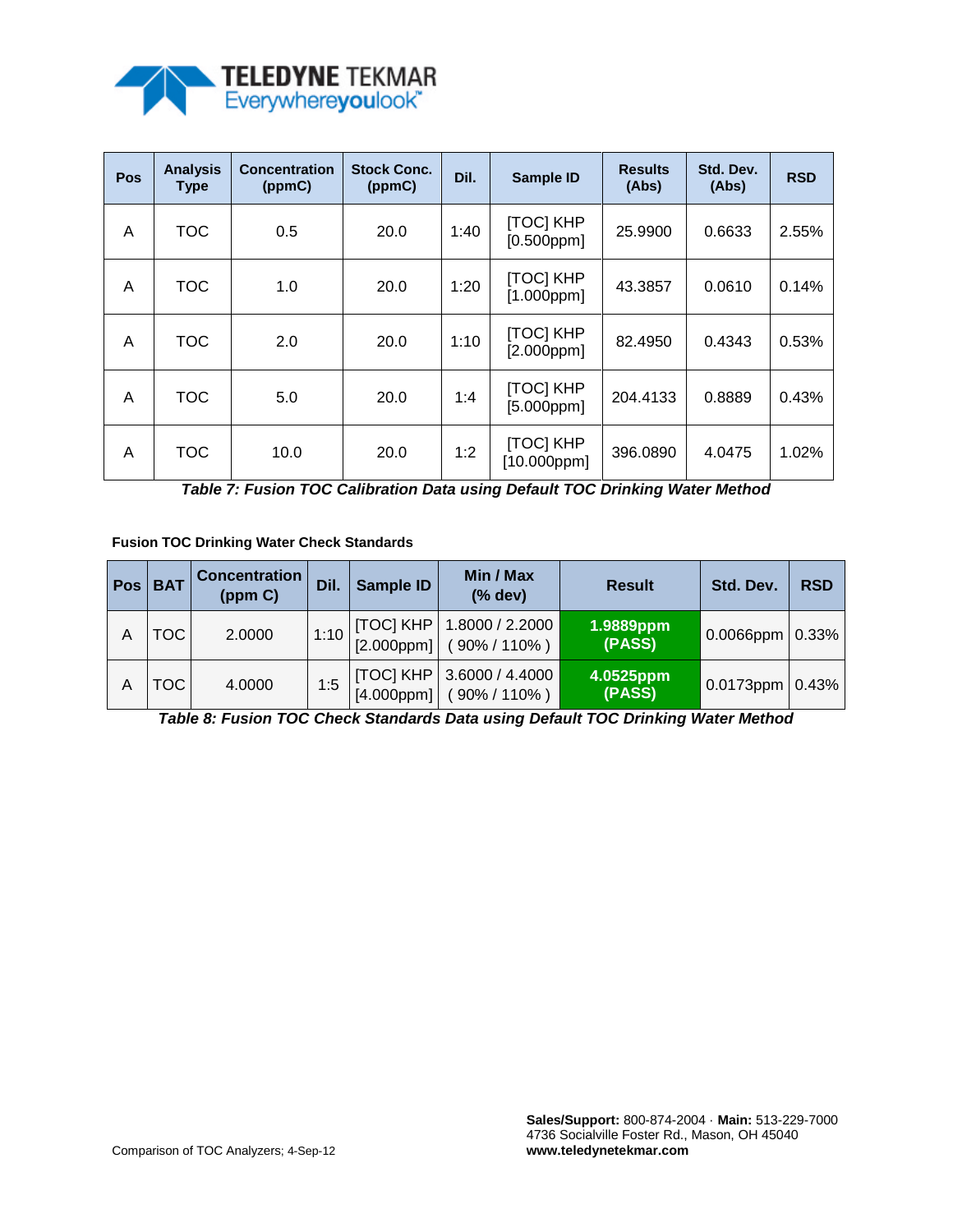| Pos | Analysis Type | Concentration (ppmC) | Stock Conc. (ppmC) | Dil. | Sample ID | Results (Abs) | Std. Dev. (Abs) | RSD |
|---|---|---|---|---|---|---|---|---|
| A | TOC | 0.5 | 20.0 | 1:40 | [TOC] KHP [0.500ppm] | 25.9900 | 0.6633 | 2.55% |
| A | TOC | 1.0 | 20.0 | 1:20 | [TOC] KHP [1.000ppm] | 43.3857 | 0.0610 | 0.14% |
| A | TOC | 2.0 | 20.0 | 1:10 | [TOC] KHP [2.000ppm] | 82.4950 | 0.4343 | 0.53% |
| A | TOC | 5.0 | 20.0 | 1:4 | [TOC] KHP [5.000ppm] | 204.4133 | 0.8889 | 0.43% |
| A | TOC | 10.0 | 20.0 | 1:2 | [TOC] KHP [10.000ppm] | 396.0890 | 4.0475 | 1.02% |

***Table 7: Fusion TOC Calibration Data using Default TOC Drinking Water Method***

**Fusion TOC Drinking Water Check Standards**

| Pos | BAT | Concentration (ppm C) | Dil. | Sample ID | Min / Max (% dev) | Result | Std. Dev. | RSD |
|---|---|---|---|---|---|---|---|---|
| A | TOC | 2.0000 | 1:10 | [TOC] KHP [2.000ppm] | 1.8000 / 2.2000 ( 90% / 110% ) | **1.9889ppm (PASS)** | 0.0066ppm | 0.33% |
| A | TOC | 4.0000 | 1:5 | [TOC] KHP [4.000ppm] | 3.6000 / 4.4000 ( 90% / 110% ) | **4.0525ppm (PASS)** | 0.0173ppm | 0.43% |

***Table 8: Fusion TOC Check Standards Data using Default TOC Drinking Water Method***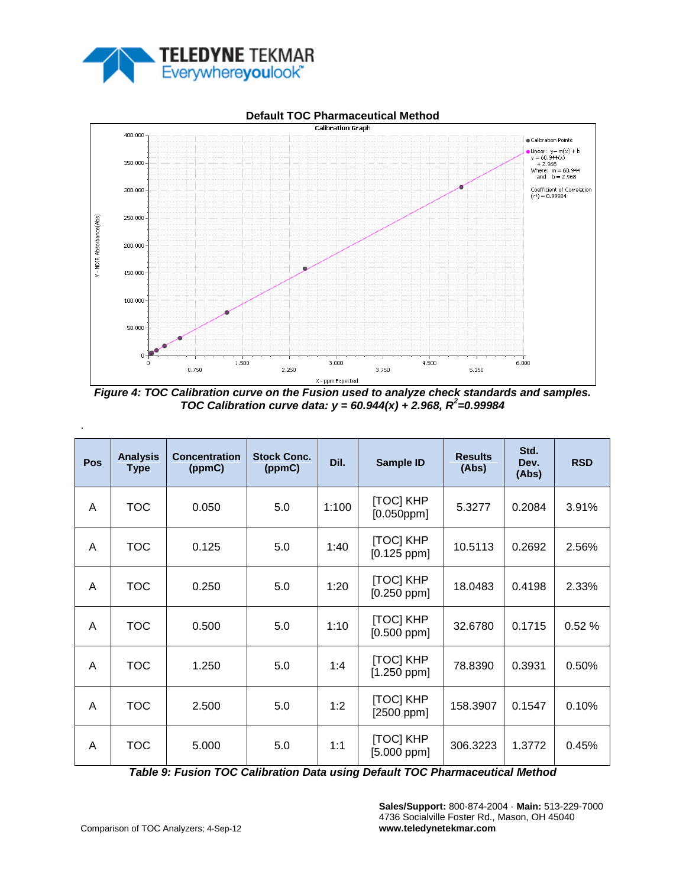**Default TOC Pharmaceutical Method**

*Figure 4: TOC Calibration curve on the Fusion used to analyze check standards and samples. TOC Calibration curve data: y = 60.944(x) + 2.968, $R^2$=0.99984*

| Pos | Analysis Type | Concentration (ppmC) | Stock Conc. (ppmC) | Dil. | Sample ID | Results (Abs) | Std. Dev. (Abs) | RSD |
|---|---|---|---|---|---|---|---|---|
| A | TOC | 0.050 | 5.0 | 1:100 | [TOC] KHP [0.050ppm] | 5.3277 | 0.2084 | 3.91% |
| A | TOC | 0.125 | 5.0 | 1:40 | [TOC] KHP [0.125 ppm] | 10.5113 | 0.2692 | 2.56% |
| A | TOC | 0.250 | 5.0 | 1:20 | [TOC] KHP [0.250 ppm] | 18.0483 | 0.4198 | 2.33% |
| A | TOC | 0.500 | 5.0 | 1:10 | [TOC] KHP [0.500 ppm] | 32.6780 | 0.1715 | 0.52 % |
| A | TOC | 1.250 | 5.0 | 1:4 | [TOC] KHP [1.250 ppm] | 78.8390 | 0.3931 | 0.50% |
| A | TOC | 2.500 | 5.0 | 1:2 | [TOC] KHP [2500 ppm] | 158.3907 | 0.1547 | 0.10% |
| A | TOC | 5.000 | 5.0 | 1:1 | [TOC] KHP [5.000 ppm] | 306.3223 | 1.3772 | 0.45% |

*Table 9: Fusion TOC Calibration Data using Default TOC Pharmaceutical Method*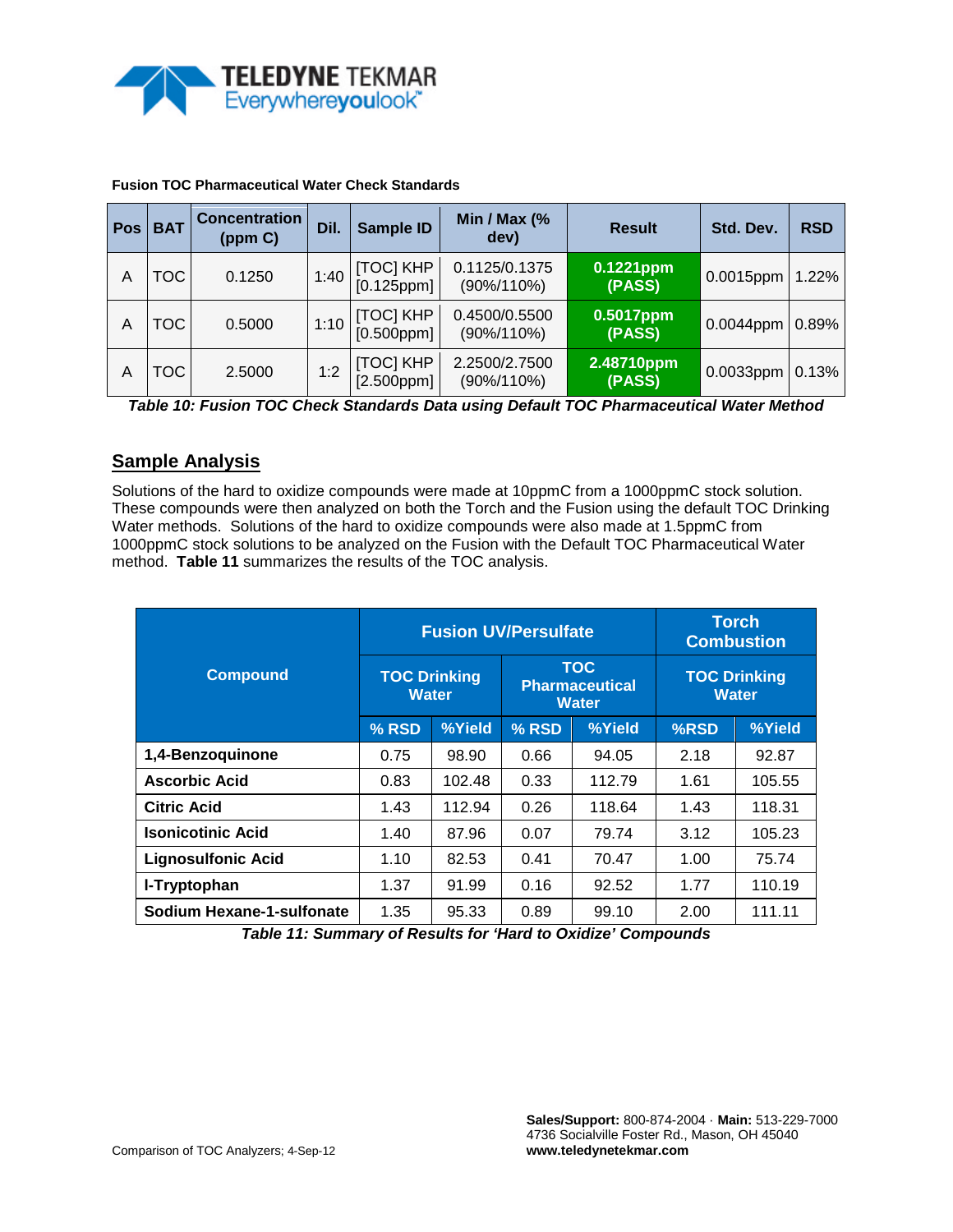**Fusion TOC Pharmaceutical Water Check Standards**

| Pos | BAT | Concentration (ppm C) | Dil. | Sample ID | Min / Max (% dev) | Result | Std. Dev. | RSD |
|---|---|---|---|---|---|---|---|---|
| A | TOC | 0.1250 | 1:40 | [TOC] KHP [0.125ppm] | 0.1125/0.1375 (90%/110%) | **0.1221ppm (PASS)** | 0.0015ppm | 1.22% |
| A | TOC | 0.5000 | 1:10 | [TOC] KHP [0.500ppm] | 0.4500/0.5500 (90%/110%) | **0.5017ppm (PASS)** | 0.0044ppm | 0.89% |
| A | TOC | 2.5000 | 1:2 | [TOC] KHP [2.500ppm] | 2.2500/2.7500 (90%/110%) | **2.48710ppm (PASS)** | 0.0033ppm | 0.13% |

***Table 10: Fusion TOC Check Standards Data using Default TOC Pharmaceutical Water Method***

## Sample Analysis

Solutions of the hard to oxidize compounds were made at 10ppmC from a 1000ppmC stock solution. These compounds were then analyzed on both the Torch and the Fusion using the default TOC Drinking Water methods. Solutions of the hard to oxidize compounds were also made at 1.5ppmC from 1000ppmC stock solutions to be analyzed on the Fusion with the Default TOC Pharmaceutical Water method. **Table 11** summarizes the results of the TOC analysis.

| Compound | Fusion UV/Persulfate | | | | Torch Combustion | |
|---|---|---|---|---|---|---|
| | TOC Drinking Water | | TOC Pharmaceutical Water | | TOC Drinking Water | |
| | % RSD | %Yield | % RSD | %Yield | %RSD | %Yield |
| **1,4-Benzoquinone** | 0.75 | 98.90 | 0.66 | 94.05 | 2.18 | 92.87 |
| **Ascorbic Acid** | 0.83 | 102.48 | 0.33 | 112.79 | 1.61 | 105.55 |
| **Citric Acid** | 1.43 | 112.94 | 0.26 | 118.64 | 1.43 | 118.31 |
| **Isonicotinic Acid** | 1.40 | 87.96 | 0.07 | 79.74 | 3.12 | 105.23 |
| **Lignosulfonic Acid** | 1.10 | 82.53 | 0.41 | 70.47 | 1.00 | 75.74 |
| **l-Tryptophan** | 1.37 | 91.99 | 0.16 | 92.52 | 1.77 | 110.19 |
| **Sodium Hexane-1-sulfonate** | 1.35 | 95.33 | 0.89 | 99.10 | 2.00 | 111.11 |

***Table 11: Summary of Results for 'Hard to Oxidize' Compounds***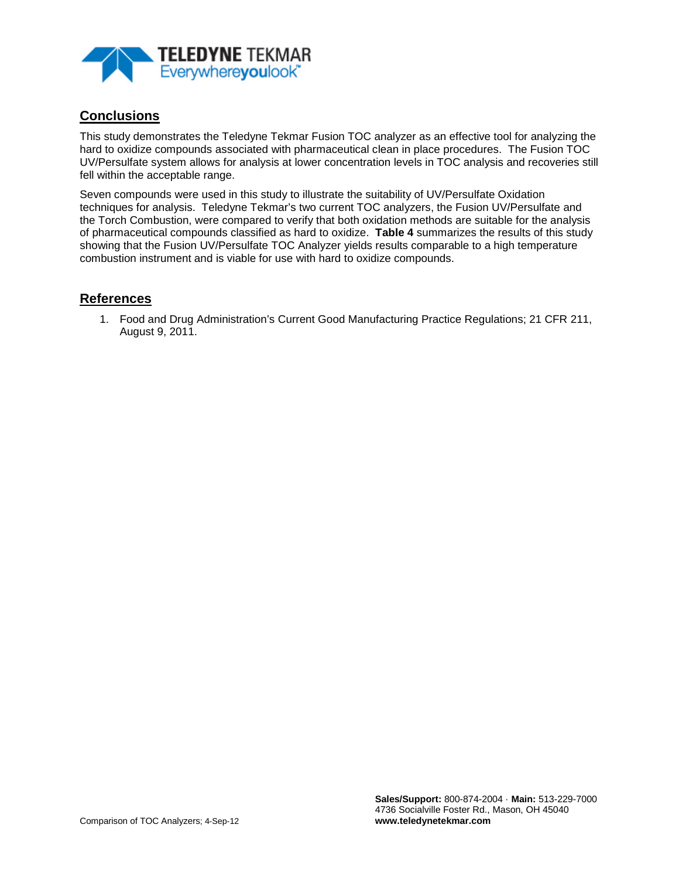## Conclusions

This study demonstrates the Teledyne Tekmar Fusion TOC analyzer as an effective tool for analyzing the hard to oxidize compounds associated with pharmaceutical clean in place procedures. The Fusion TOC UV/Persulfate system allows for analysis at lower concentration levels in TOC analysis and recoveries still fell within the acceptable range.

Seven compounds were used in this study to illustrate the suitability of UV/Persulfate Oxidation techniques for analysis. Teledyne Tekmar's two current TOC analyzers, the Fusion UV/Persulfate and the Torch Combustion, were compared to verify that both oxidation methods are suitable for the analysis of pharmaceutical compounds classified as hard to oxidize. **Table 4** summarizes the results of this study showing that the Fusion UV/Persulfate TOC Analyzer yields results comparable to a high temperature combustion instrument and is viable for use with hard to oxidize compounds.

## References

1. Food and Drug Administration's Current Good Manufacturing Practice Regulations; 21 CFR 211, August 9, 2011.